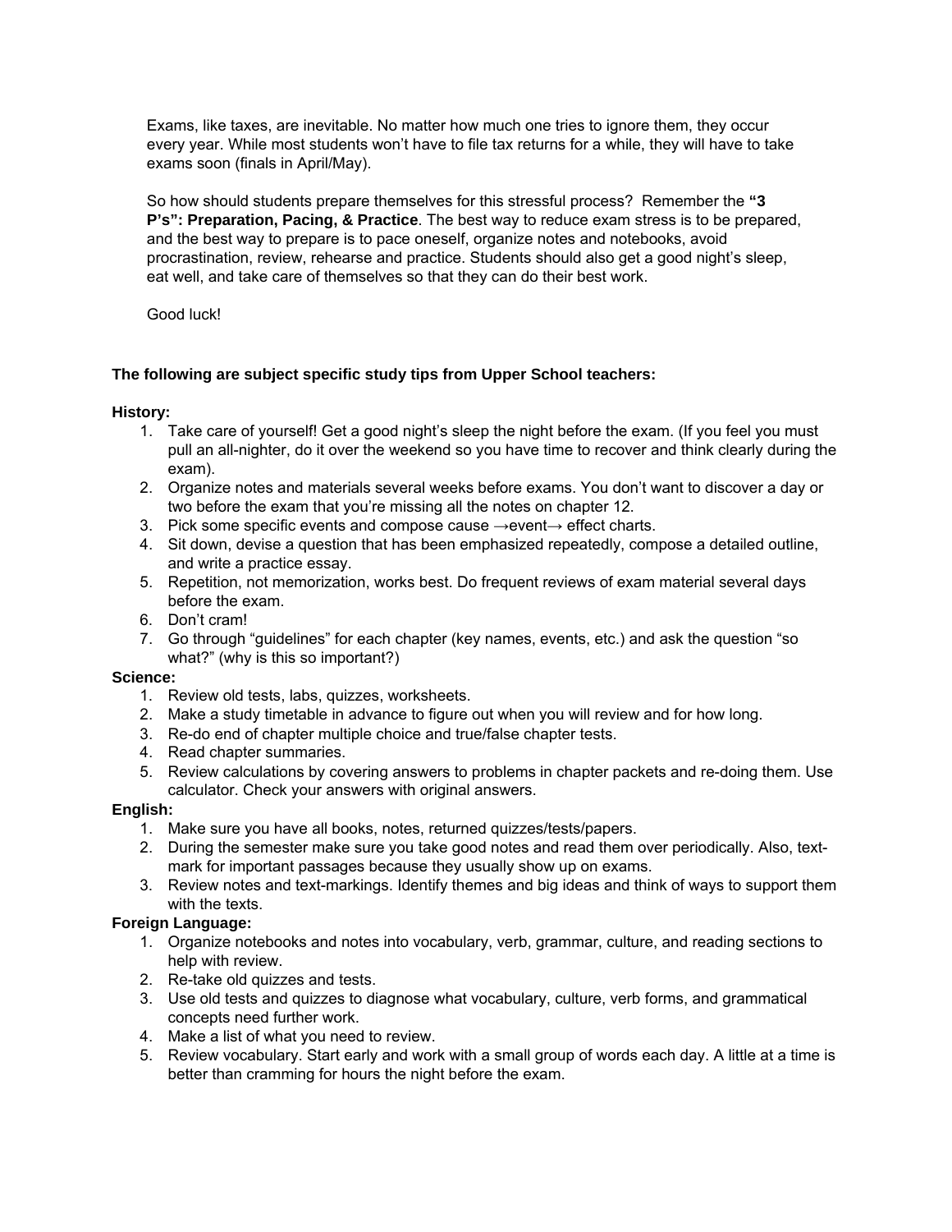Exams, like taxes, are inevitable. No matter how much one tries to ignore them, they occur every year. While most students won't have to file tax returns for a while, they will have to take exams soon (finals in April/May).

So how should students prepare themselves for this stressful process? Remember the **"3 P's": Preparation, Pacing, & Practice**. The best way to reduce exam stress is to be prepared, and the best way to prepare is to pace oneself, organize notes and notebooks, avoid procrastination, review, rehearse and practice. Students should also get a good night's sleep, eat well, and take care of themselves so that they can do their best work.

Good luck!

**The following are subject specific study tips from Upper School teachers:**

**History:**

1. Take care of yourself! Get a good night's sleep the night before the exam. (If you feel you must pull an all-nighter, do it over the weekend so you have time to recover and think clearly during the exam).
2. Organize notes and materials several weeks before exams. You don't want to discover a day or two before the exam that you're missing all the notes on chapter 12.
3. Pick some specific events and compose cause →event→ effect charts.
4. Sit down, devise a question that has been emphasized repeatedly, compose a detailed outline, and write a practice essay.
5. Repetition, not memorization, works best. Do frequent reviews of exam material several days before the exam.
6. Don't cram!
7. Go through "guidelines" for each chapter (key names, events, etc.) and ask the question "so what?" (why is this so important?)

**Science:**

1. Review old tests, labs, quizzes, worksheets.
2. Make a study timetable in advance to figure out when you will review and for how long.
3. Re-do end of chapter multiple choice and true/false chapter tests.
4. Read chapter summaries.
5. Review calculations by covering answers to problems in chapter packets and re-doing them. Use calculator. Check your answers with original answers.

**English:**

1. Make sure you have all books, notes, returned quizzes/tests/papers.
2. During the semester make sure you take good notes and read them over periodically. Also, text-mark for important passages because they usually show up on exams.
3. Review notes and text-markings. Identify themes and big ideas and think of ways to support them with the texts.

**Foreign Language:**

1. Organize notebooks and notes into vocabulary, verb, grammar, culture, and reading sections to help with review.
2. Re-take old quizzes and tests.
3. Use old tests and quizzes to diagnose what vocabulary, culture, verb forms, and grammatical concepts need further work.
4. Make a list of what you need to review.
5. Review vocabulary. Start early and work with a small group of words each day. A little at a time is better than cramming for hours the night before the exam.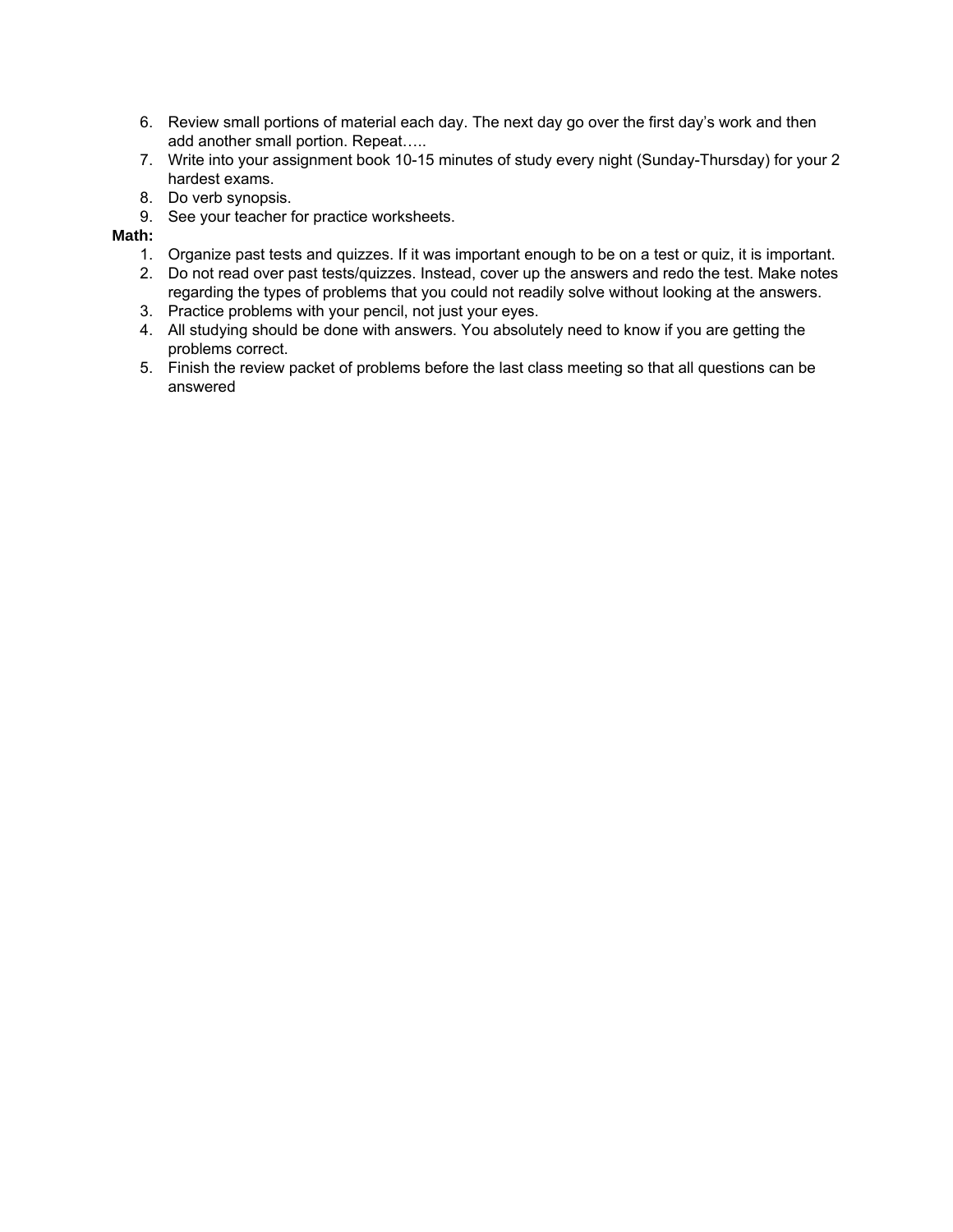6. Review small portions of material each day. The next day go over the first day's work and then add another small portion. Repeat…..
7. Write into your assignment book 10-15 minutes of study every night (Sunday-Thursday) for your 2 hardest exams.
8. Do verb synopsis.
9. See your teacher for practice worksheets.

**Math:**

1. Organize past tests and quizzes. If it was important enough to be on a test or quiz, it is important.
2. Do not read over past tests/quizzes. Instead, cover up the answers and redo the test. Make notes regarding the types of problems that you could not readily solve without looking at the answers.
3. Practice problems with your pencil, not just your eyes.
4. All studying should be done with answers. You absolutely need to know if you are getting the problems correct.
5. Finish the review packet of problems before the last class meeting so that all questions can be answered